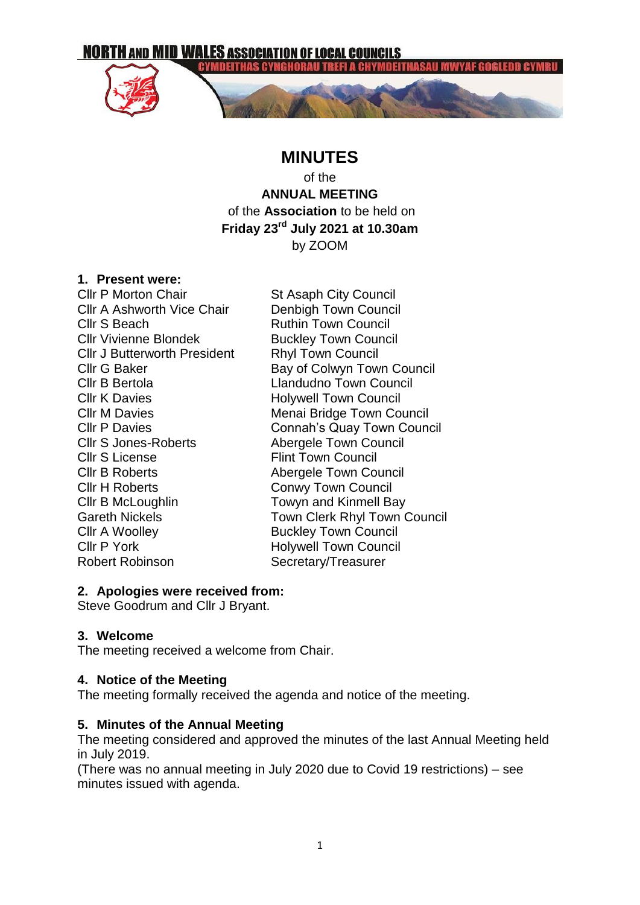NORTH AND MID WALES ASSOCIATION OF LOCAL COUNCILS

CYMDEITHAS CYNGHORAU TREFI A CHYMDEITHASAU MWYAF GOGLEDD CYMRU

# MINUTES

of the

**ANNUAL MEETING**

of the **Association** to be held on

**Friday 23rd July 2021 at 10.30am**

by ZOOM

## 1. Present were:

| | |
|---|---|
| Cllr P Morton Chair | St Asaph City Council |
| Cllr A Ashworth Vice Chair | Denbigh Town Council |
| Cllr S Beach | Ruthin Town Council |
| Cllr Vivienne Blondek | Buckley Town Council |
| Cllr J Butterworth President | Rhyl Town Council |
| Cllr G Baker | Bay of Colwyn Town Council |
| Cllr B Bertola | Llandudno Town Council |
| Cllr K Davies | Holywell Town Council |
| Cllr M Davies | Menai Bridge Town Council |
| Cllr P Davies | Connah's Quay Town Council |
| Cllr S Jones-Roberts | Abergele Town Council |
| Cllr S License | Flint Town Council |
| Cllr B Roberts | Abergele Town Council |
| Cllr H Roberts | Conwy Town Council |
| Cllr B McLoughlin | Towyn and Kinmell Bay |
| Gareth Nickels | Town Clerk Rhyl Town Council |
| Cllr A Woolley | Buckley Town Council |
| Cllr P York | Holywell Town Council |
| Robert Robinson | Secretary/Treasurer |

## 2. Apologies were received from:

Steve Goodrum and Cllr J Bryant.

## 3. Welcome

The meeting received a welcome from Chair.

## 4. Notice of the Meeting

The meeting formally received the agenda and notice of the meeting.

## 5. Minutes of the Annual Meeting

The meeting considered and approved the minutes of the last Annual Meeting held in July 2019.

(There was no annual meeting in July 2020 due to Covid 19 restrictions) – see minutes issued with agenda.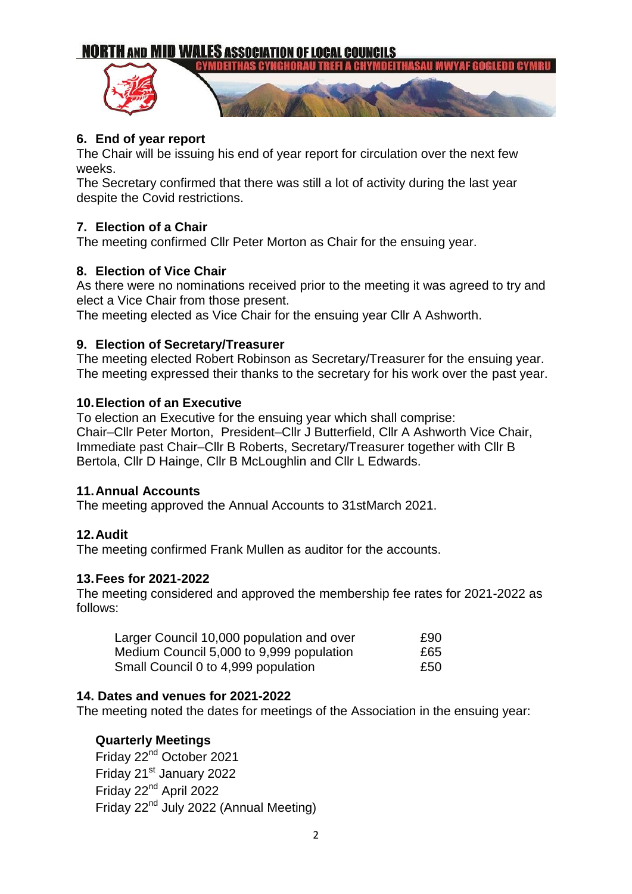## 6. End of year report

The Chair will be issuing his end of year report for circulation over the next few weeks.
The Secretary confirmed that there was still a lot of activity during the last year despite the Covid restrictions.

## 7. Election of a Chair

The meeting confirmed Cllr Peter Morton as Chair for the ensuing year.

## 8. Election of Vice Chair

As there were no nominations received prior to the meeting it was agreed to try and elect a Vice Chair from those present.
The meeting elected as Vice Chair for the ensuing year Cllr A Ashworth.

## 9. Election of Secretary/Treasurer

The meeting elected Robert Robinson as Secretary/Treasurer for the ensuing year.
The meeting expressed their thanks to the secretary for his work over the past year.

## 10. Election of an Executive

To election an Executive for the ensuing year which shall comprise:
Chair–Cllr Peter Morton, President–Cllr J Butterfield, Cllr A Ashworth Vice Chair, Immediate past Chair–Cllr B Roberts, Secretary/Treasurer together with Cllr B Bertola, Cllr D Hainge, Cllr B McLoughlin and Cllr L Edwards.

## 11. Annual Accounts

The meeting approved the Annual Accounts to 31stMarch 2021.

## 12. Audit

The meeting confirmed Frank Mullen as auditor for the accounts.

## 13. Fees for 2021-2022

The meeting considered and approved the membership fee rates for 2021-2022 as follows:

| | |
|---|---|
| Larger Council 10,000 population and over | £90 |
| Medium Council 5,000 to 9,999 population | £65 |
| Small Council 0 to 4,999 population | £50 |

## 14. Dates and venues for 2021-2022

The meeting noted the dates for meetings of the Association in the ensuing year:

**Quarterly Meetings**

Friday 22nd October 2021
Friday 21st January 2022
Friday 22nd April 2022
Friday 22nd July 2022 (Annual Meeting)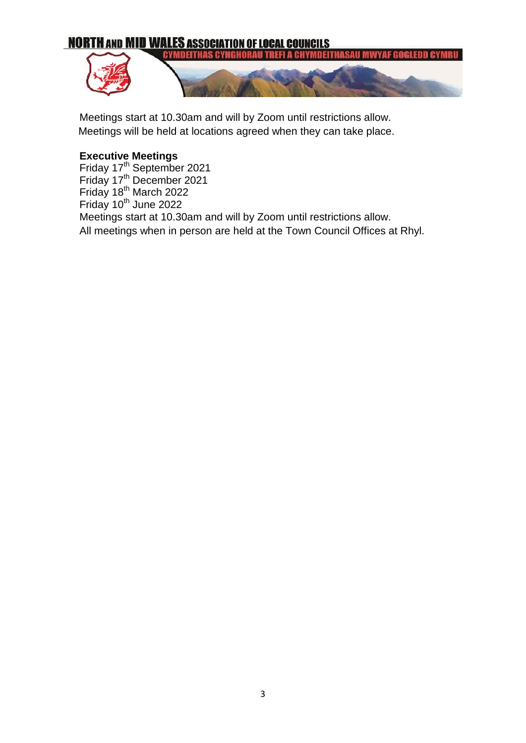Meetings start at 10.30am and will by Zoom until restrictions allow.
Meetings will be held at locations agreed when they can take place.

**Executive Meetings**

Friday 17th September 2021
Friday 17th December 2021
Friday 18th March 2022
Friday 10th June 2022

Meetings start at 10.30am and will by Zoom until restrictions allow.
All meetings when in person are held at the Town Council Offices at Rhyl.